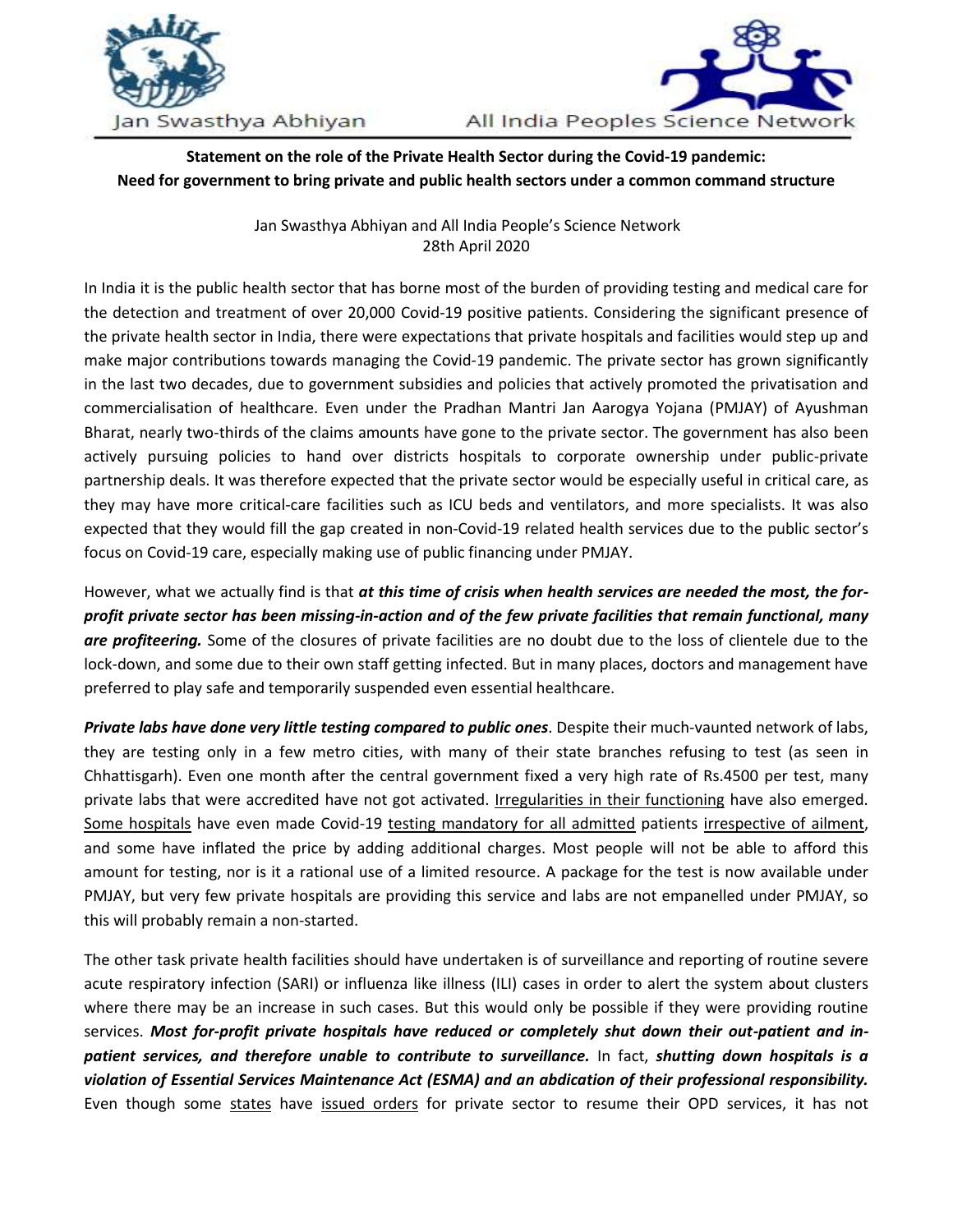Jan Swasthya Abhiyan

All India Peoples Science Network

**Statement on the role of the Private Health Sector during the Covid-19 pandemic: Need for government to bring private and public health sectors under a common command structure**

Jan Swasthya Abhiyan and All India People's Science Network
28th April 2020

In India it is the public health sector that has borne most of the burden of providing testing and medical care for the detection and treatment of over 20,000 Covid-19 positive patients. Considering the significant presence of the private health sector in India, there were expectations that private hospitals and facilities would step up and make major contributions towards managing the Covid-19 pandemic. The private sector has grown significantly in the last two decades, due to government subsidies and policies that actively promoted the privatisation and commercialisation of healthcare. Even under the Pradhan Mantri Jan Aarogya Yojana (PMJAY) of Ayushman Bharat, nearly two-thirds of the claims amounts have gone to the private sector. The government has also been actively pursuing policies to hand over districts hospitals to corporate ownership under public-private partnership deals. It was therefore expected that the private sector would be especially useful in critical care, as they may have more critical-care facilities such as ICU beds and ventilators, and more specialists. It was also expected that they would fill the gap created in non-Covid-19 related health services due to the public sector's focus on Covid-19 care, especially making use of public financing under PMJAY.

However, what we actually find is that ***at this time of crisis when health services are needed the most, the for-profit private sector has been missing-in-action and of the few private facilities that remain functional, many are profiteering.*** Some of the closures of private facilities are no doubt due to the loss of clientele due to the lock-down, and some due to their own staff getting infected. But in many places, doctors and management have preferred to play safe and temporarily suspended even essential healthcare.

***Private labs have done very little testing compared to public ones***. Despite their much-vaunted network of labs, they are testing only in a few metro cities, with many of their state branches refusing to test (as seen in Chhattisgarh). Even one month after the central government fixed a very high rate of Rs.4500 per test, many private labs that were accredited have not got activated. Irregularities in their functioning have also emerged. Some hospitals have even made Covid-19 testing mandatory for all admitted patients irrespective of ailment, and some have inflated the price by adding additional charges. Most people will not be able to afford this amount for testing, nor is it a rational use of a limited resource. A package for the test is now available under PMJAY, but very few private hospitals are providing this service and labs are not empanelled under PMJAY, so this will probably remain a non-started.

The other task private health facilities should have undertaken is of surveillance and reporting of routine severe acute respiratory infection (SARI) or influenza like illness (ILI) cases in order to alert the system about clusters where there may be an increase in such cases. But this would only be possible if they were providing routine services. ***Most for-profit private hospitals have reduced or completely shut down their out-patient and in-patient services, and therefore unable to contribute to surveillance.*** In fact, ***shutting down hospitals is a violation of Essential Services Maintenance Act (ESMA) and an abdication of their professional responsibility.*** Even though some states have issued orders for private sector to resume their OPD services, it has not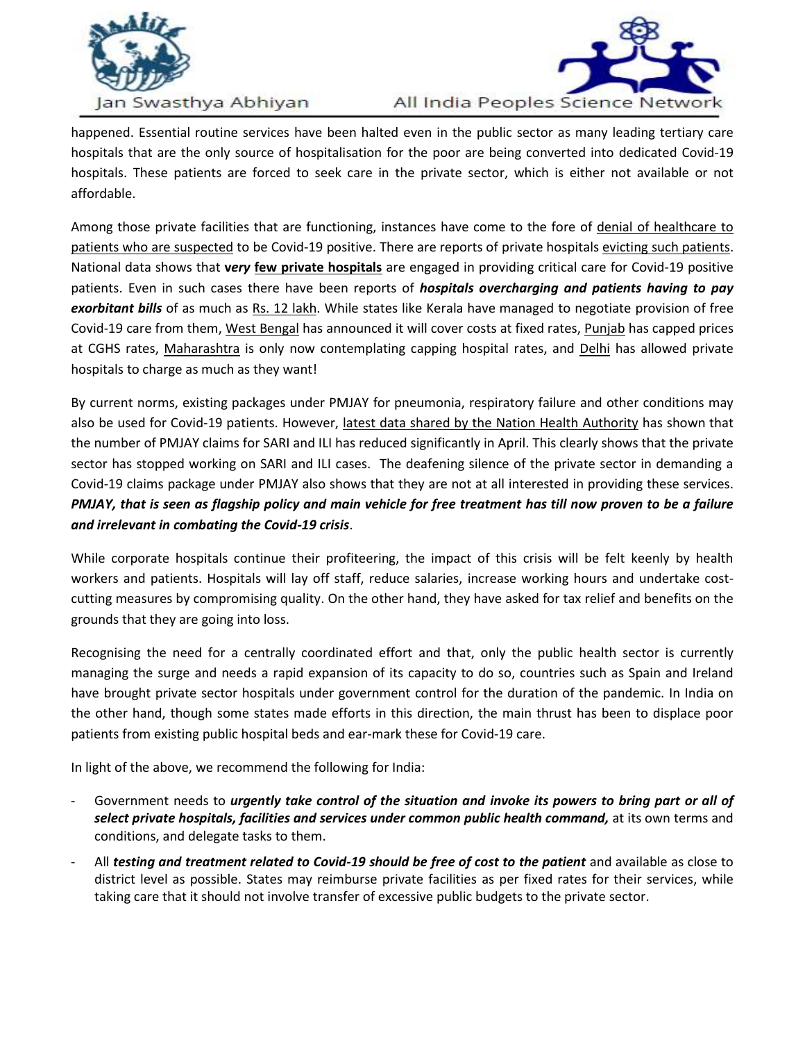happened. Essential routine services have been halted even in the public sector as many leading tertiary care hospitals that are the only source of hospitalisation for the poor are being converted into dedicated Covid-19 hospitals. These patients are forced to seek care in the private sector, which is either not available or not affordable.

Among those private facilities that are functioning, instances have come to the fore of denial of healthcare to patients who are suspected to be Covid-19 positive. There are reports of private hospitals evicting such patients. National data shows that ***very* few private hospitals** are engaged in providing critical care for Covid-19 positive patients. Even in such cases there have been reports of ***hospitals overcharging and patients having to pay exorbitant bills*** of as much as Rs. 12 lakh. While states like Kerala have managed to negotiate provision of free Covid-19 care from them, West Bengal has announced it will cover costs at fixed rates, Punjab has capped prices at CGHS rates, Maharashtra is only now contemplating capping hospital rates, and Delhi has allowed private hospitals to charge as much as they want!

By current norms, existing packages under PMJAY for pneumonia, respiratory failure and other conditions may also be used for Covid-19 patients. However, latest data shared by the Nation Health Authority has shown that the number of PMJAY claims for SARI and ILI has reduced significantly in April. This clearly shows that the private sector has stopped working on SARI and ILI cases. The deafening silence of the private sector in demanding a Covid-19 claims package under PMJAY also shows that they are not at all interested in providing these services. ***PMJAY, that is seen as flagship policy and main vehicle for free treatment has till now proven to be a failure and irrelevant in combating the Covid-19 crisis***.

While corporate hospitals continue their profiteering, the impact of this crisis will be felt keenly by health workers and patients. Hospitals will lay off staff, reduce salaries, increase working hours and undertake cost-cutting measures by compromising quality. On the other hand, they have asked for tax relief and benefits on the grounds that they are going into loss.

Recognising the need for a centrally coordinated effort and that, only the public health sector is currently managing the surge and needs a rapid expansion of its capacity to do so, countries such as Spain and Ireland have brought private sector hospitals under government control for the duration of the pandemic. In India on the other hand, though some states made efforts in this direction, the main thrust has been to displace poor patients from existing public hospital beds and ear-mark these for Covid-19 care.

In light of the above, we recommend the following for India:

- Government needs to ***urgently take control of the situation and invoke its powers to bring part or all of select private hospitals, facilities and services under common public health command,*** at its own terms and conditions, and delegate tasks to them.
- All ***testing and treatment related to Covid-19 should be free of cost to the patient*** and available as close to district level as possible. States may reimburse private facilities as per fixed rates for their services, while taking care that it should not involve transfer of excessive public budgets to the private sector.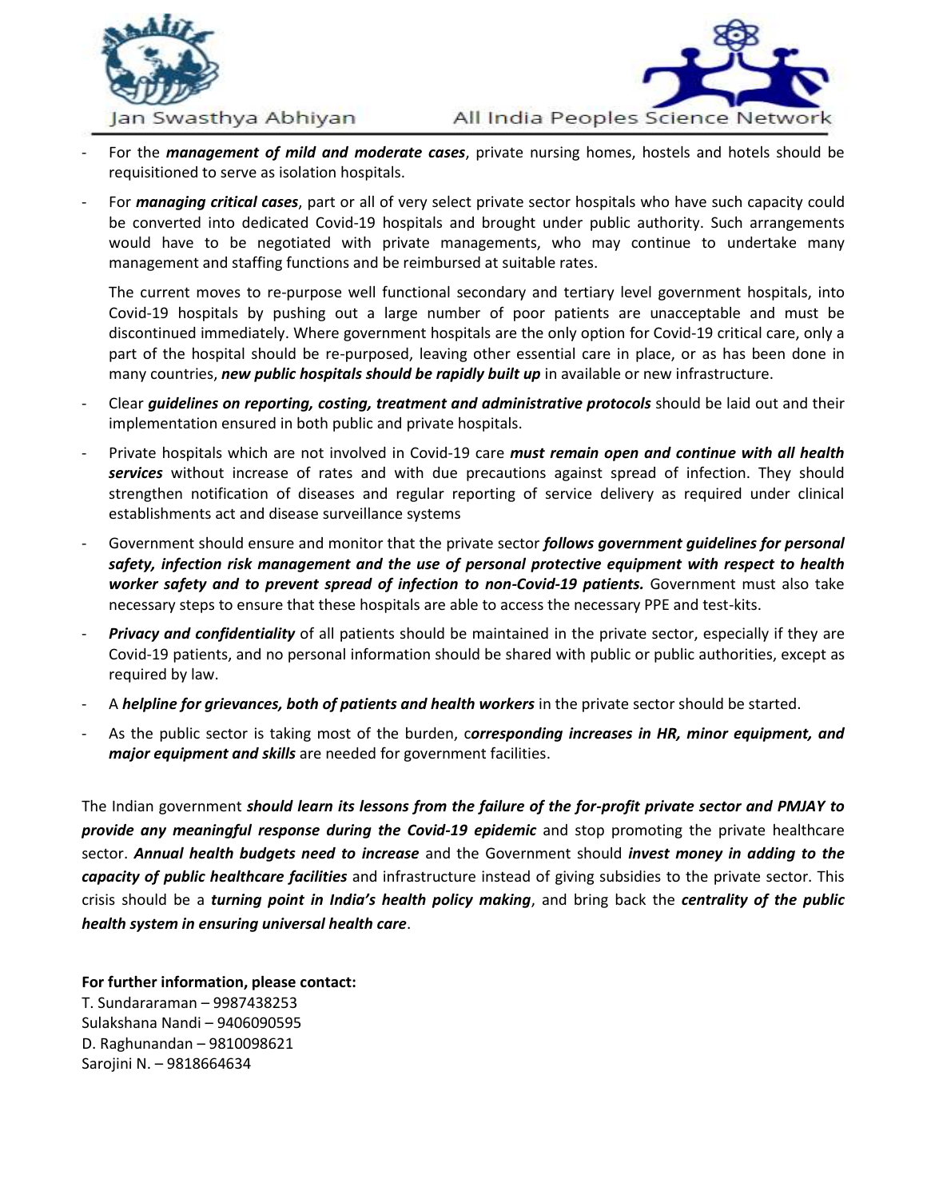- For the ***management of mild and moderate cases***, private nursing homes, hostels and hotels should be requisitioned to serve as isolation hospitals.
- For ***managing critical cases***, part or all of very select private sector hospitals who have such capacity could be converted into dedicated Covid-19 hospitals and brought under public authority. Such arrangements would have to be negotiated with private managements, who may continue to undertake many management and staffing functions and be reimbursed at suitable rates.

  The current moves to re-purpose well functional secondary and tertiary level government hospitals, into Covid-19 hospitals by pushing out a large number of poor patients are unacceptable and must be discontinued immediately. Where government hospitals are the only option for Covid-19 critical care, only a part of the hospital should be re-purposed, leaving other essential care in place, or as has been done in many countries, ***new public hospitals should be rapidly built up*** in available or new infrastructure.
- Clear ***guidelines on reporting, costing, treatment and administrative protocols*** should be laid out and their implementation ensured in both public and private hospitals.
- Private hospitals which are not involved in Covid-19 care ***must remain open and continue with all health services*** without increase of rates and with due precautions against spread of infection. They should strengthen notification of diseases and regular reporting of service delivery as required under clinical establishments act and disease surveillance systems
- Government should ensure and monitor that the private sector ***follows government guidelines for personal safety, infection risk management and the use of personal protective equipment with respect to health worker safety and to prevent spread of infection to non-Covid-19 patients.*** Government must also take necessary steps to ensure that these hospitals are able to access the necessary PPE and test-kits.
- ***Privacy and confidentiality*** of all patients should be maintained in the private sector, especially if they are Covid-19 patients, and no personal information should be shared with public or public authorities, except as required by law.
- A ***helpline for grievances, both of patients and health workers*** in the private sector should be started.
- As the public sector is taking most of the burden, c***orresponding increases in HR, minor equipment, and major equipment and skills*** are needed for government facilities.

The Indian government ***should learn its lessons from the failure of the for-profit private sector and PMJAY to provide any meaningful response during the Covid-19 epidemic*** and stop promoting the private healthcare sector. ***Annual health budgets need to increase*** and the Government should ***invest money in adding to the capacity of public healthcare facilities*** and infrastructure instead of giving subsidies to the private sector. This crisis should be a ***turning point in India's health policy making***, and bring back the ***centrality of the public health system in ensuring universal health care***.

**For further information, please contact:**
T. Sundararaman – 9987438253
Sulakshana Nandi – 9406090595
D. Raghunandan – 9810098621
Sarojini N. – 9818664634